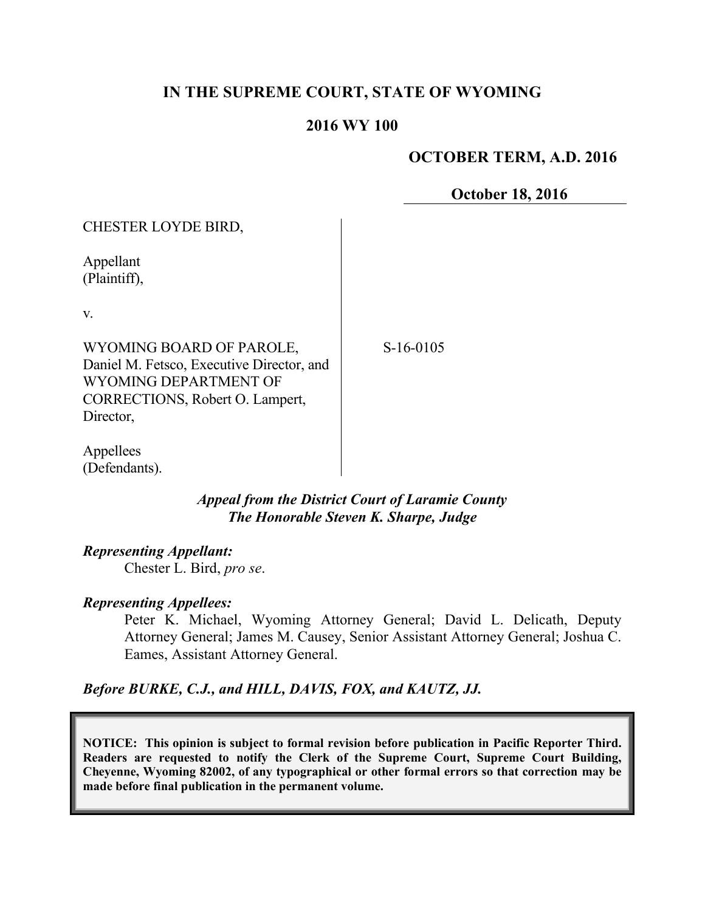# IN THE SUPREME COURT, STATE OF WYOMING

## 2016 WY 100

**OCTOBER TERM, A.D. 2016**

**October 18, 2016**

CHESTER LOYDE BIRD,

Appellant
(Plaintiff),

v.

WYOMING BOARD OF PAROLE, Daniel M. Fetsco, Executive Director, and WYOMING DEPARTMENT OF CORRECTIONS, Robert O. Lampert, Director,

Appellees
(Defendants).

S-16-0105

***Appeal from the District Court of Laramie County***
***The Honorable Steven K. Sharpe, Judge***

***Representing Appellant:***

Chester L. Bird, *pro se*.

***Representing Appellees:***

Peter K. Michael, Wyoming Attorney General; David L. Delicath, Deputy Attorney General; James M. Causey, Senior Assistant Attorney General; Joshua C. Eames, Assistant Attorney General.

***Before BURKE, C.J., and HILL, DAVIS, FOX, and KAUTZ, JJ.***

**NOTICE: This opinion is subject to formal revision before publication in Pacific Reporter Third. Readers are requested to notify the Clerk of the Supreme Court, Supreme Court Building, Cheyenne, Wyoming 82002, of any typographical or other formal errors so that correction may be made before final publication in the permanent volume.**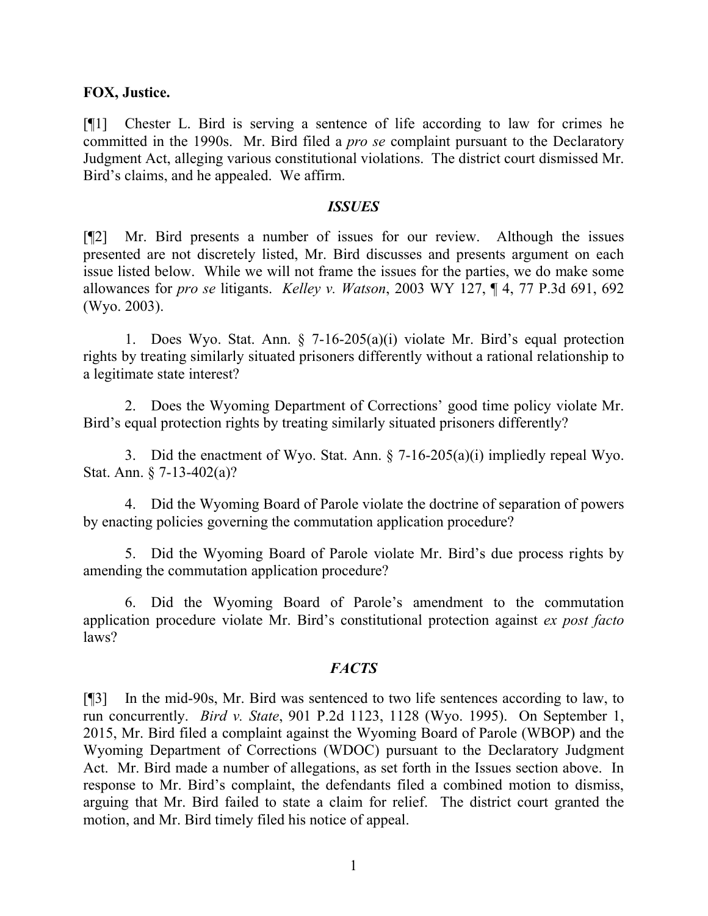**FOX, Justice.**

[¶1] Chester L. Bird is serving a sentence of life according to law for crimes he committed in the 1990s. Mr. Bird filed a *pro se* complaint pursuant to the Declaratory Judgment Act, alleging various constitutional violations. The district court dismissed Mr. Bird's claims, and he appealed. We affirm.

### *ISSUES*

[¶2] Mr. Bird presents a number of issues for our review. Although the issues presented are not discretely listed, Mr. Bird discusses and presents argument on each issue listed below. While we will not frame the issues for the parties, we do make some allowances for *pro se* litigants. *Kelley v. Watson*, 2003 WY 127, ¶ 4, 77 P.3d 691, 692 (Wyo. 2003).

1. Does Wyo. Stat. Ann. § 7-16-205(a)(i) violate Mr. Bird's equal protection rights by treating similarly situated prisoners differently without a rational relationship to a legitimate state interest?

2. Does the Wyoming Department of Corrections' good time policy violate Mr. Bird's equal protection rights by treating similarly situated prisoners differently?

3. Did the enactment of Wyo. Stat. Ann. § 7-16-205(a)(i) impliedly repeal Wyo. Stat. Ann. § 7-13-402(a)?

4. Did the Wyoming Board of Parole violate the doctrine of separation of powers by enacting policies governing the commutation application procedure?

5. Did the Wyoming Board of Parole violate Mr. Bird's due process rights by amending the commutation application procedure?

6. Did the Wyoming Board of Parole's amendment to the commutation application procedure violate Mr. Bird's constitutional protection against *ex post facto* laws?

### *FACTS*

[¶3] In the mid-90s, Mr. Bird was sentenced to two life sentences according to law, to run concurrently. *Bird v. State*, 901 P.2d 1123, 1128 (Wyo. 1995). On September 1, 2015, Mr. Bird filed a complaint against the Wyoming Board of Parole (WBOP) and the Wyoming Department of Corrections (WDOC) pursuant to the Declaratory Judgment Act. Mr. Bird made a number of allegations, as set forth in the Issues section above. In response to Mr. Bird's complaint, the defendants filed a combined motion to dismiss, arguing that Mr. Bird failed to state a claim for relief. The district court granted the motion, and Mr. Bird timely filed his notice of appeal.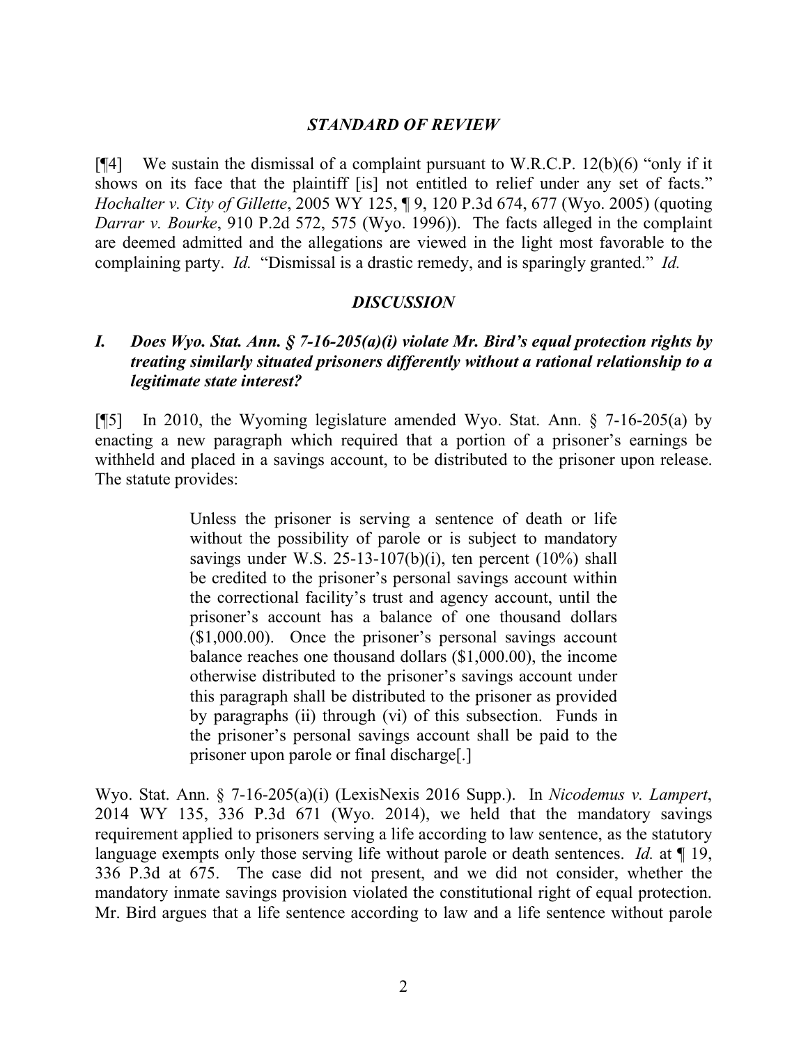## *STANDARD OF REVIEW*

[¶4] We sustain the dismissal of a complaint pursuant to W.R.C.P. 12(b)(6) "only if it shows on its face that the plaintiff [is] not entitled to relief under any set of facts." *Hochalter v. City of Gillette*, 2005 WY 125, ¶ 9, 120 P.3d 674, 677 (Wyo. 2005) (quoting *Darrar v. Bourke*, 910 P.2d 572, 575 (Wyo. 1996)). The facts alleged in the complaint are deemed admitted and the allegations are viewed in the light most favorable to the complaining party. *Id.* "Dismissal is a drastic remedy, and is sparingly granted." *Id.*

## *DISCUSSION*

### *I. Does Wyo. Stat. Ann. § 7-16-205(a)(i) violate Mr. Bird's equal protection rights by treating similarly situated prisoners differently without a rational relationship to a legitimate state interest?*

[¶5] In 2010, the Wyoming legislature amended Wyo. Stat. Ann. § 7-16-205(a) by enacting a new paragraph which required that a portion of a prisoner's earnings be withheld and placed in a savings account, to be distributed to the prisoner upon release. The statute provides:

> Unless the prisoner is serving a sentence of death or life without the possibility of parole or is subject to mandatory savings under W.S. 25-13-107(b)(i), ten percent (10%) shall be credited to the prisoner's personal savings account within the correctional facility's trust and agency account, until the prisoner's account has a balance of one thousand dollars ($1,000.00). Once the prisoner's personal savings account balance reaches one thousand dollars ($1,000.00), the income otherwise distributed to the prisoner's savings account under this paragraph shall be distributed to the prisoner as provided by paragraphs (ii) through (vi) of this subsection. Funds in the prisoner's personal savings account shall be paid to the prisoner upon parole or final discharge[.]

Wyo. Stat. Ann. § 7-16-205(a)(i) (LexisNexis 2016 Supp.). In *Nicodemus v. Lampert*, 2014 WY 135, 336 P.3d 671 (Wyo. 2014), we held that the mandatory savings requirement applied to prisoners serving a life according to law sentence, as the statutory language exempts only those serving life without parole or death sentences. *Id.* at ¶ 19, 336 P.3d at 675. The case did not present, and we did not consider, whether the mandatory inmate savings provision violated the constitutional right of equal protection. Mr. Bird argues that a life sentence according to law and a life sentence without parole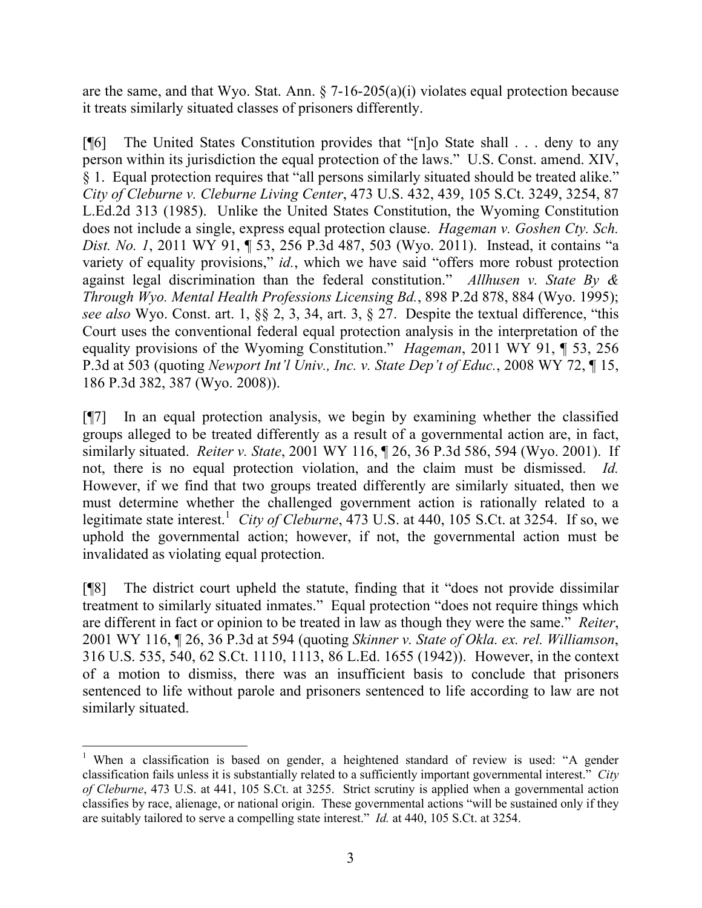are the same, and that Wyo. Stat. Ann. § 7-16-205(a)(i) violates equal protection because it treats similarly situated classes of prisoners differently.

[¶6] The United States Constitution provides that "[n]o State shall . . . deny to any person within its jurisdiction the equal protection of the laws." U.S. Const. amend. XIV, § 1. Equal protection requires that "all persons similarly situated should be treated alike." *City of Cleburne v. Cleburne Living Center*, 473 U.S. 432, 439, 105 S.Ct. 3249, 3254, 87 L.Ed.2d 313 (1985). Unlike the United States Constitution, the Wyoming Constitution does not include a single, express equal protection clause. *Hageman v. Goshen Cty. Sch. Dist. No. 1*, 2011 WY 91, ¶ 53, 256 P.3d 487, 503 (Wyo. 2011). Instead, it contains "a variety of equality provisions," *id.*, which we have said "offers more robust protection against legal discrimination than the federal constitution." *Allhusen v. State By & Through Wyo. Mental Health Professions Licensing Bd.*, 898 P.2d 878, 884 (Wyo. 1995); *see also* Wyo. Const. art. 1, §§ 2, 3, 34, art. 3, § 27. Despite the textual difference, "this Court uses the conventional federal equal protection analysis in the interpretation of the equality provisions of the Wyoming Constitution." *Hageman*, 2011 WY 91, ¶ 53, 256 P.3d at 503 (quoting *Newport Int'l Univ., Inc. v. State Dep't of Educ.*, 2008 WY 72, ¶ 15, 186 P.3d 382, 387 (Wyo. 2008)).

[¶7] In an equal protection analysis, we begin by examining whether the classified groups alleged to be treated differently as a result of a governmental action are, in fact, similarly situated. *Reiter v. State*, 2001 WY 116, ¶ 26, 36 P.3d 586, 594 (Wyo. 2001). If not, there is no equal protection violation, and the claim must be dismissed. *Id.* However, if we find that two groups treated differently are similarly situated, then we must determine whether the challenged government action is rationally related to a legitimate state interest.[1] *City of Cleburne*, 473 U.S. at 440, 105 S.Ct. at 3254. If so, we uphold the governmental action; however, if not, the governmental action must be invalidated as violating equal protection.

[¶8] The district court upheld the statute, finding that it "does not provide dissimilar treatment to similarly situated inmates." Equal protection "does not require things which are different in fact or opinion to be treated in law as though they were the same." *Reiter*, 2001 WY 116, ¶ 26, 36 P.3d at 594 (quoting *Skinner v. State of Okla. ex. rel. Williamson*, 316 U.S. 535, 540, 62 S.Ct. 1110, 1113, 86 L.Ed. 1655 (1942)). However, in the context of a motion to dismiss, there was an insufficient basis to conclude that prisoners sentenced to life without parole and prisoners sentenced to life according to law are not similarly situated.

---

[1] When a classification is based on gender, a heightened standard of review is used: "A gender classification fails unless it is substantially related to a sufficiently important governmental interest." *City of Cleburne*, 473 U.S. at 441, 105 S.Ct. at 3255. Strict scrutiny is applied when a governmental action classifies by race, alienage, or national origin. These governmental actions "will be sustained only if they are suitably tailored to serve a compelling state interest." *Id.* at 440, 105 S.Ct. at 3254.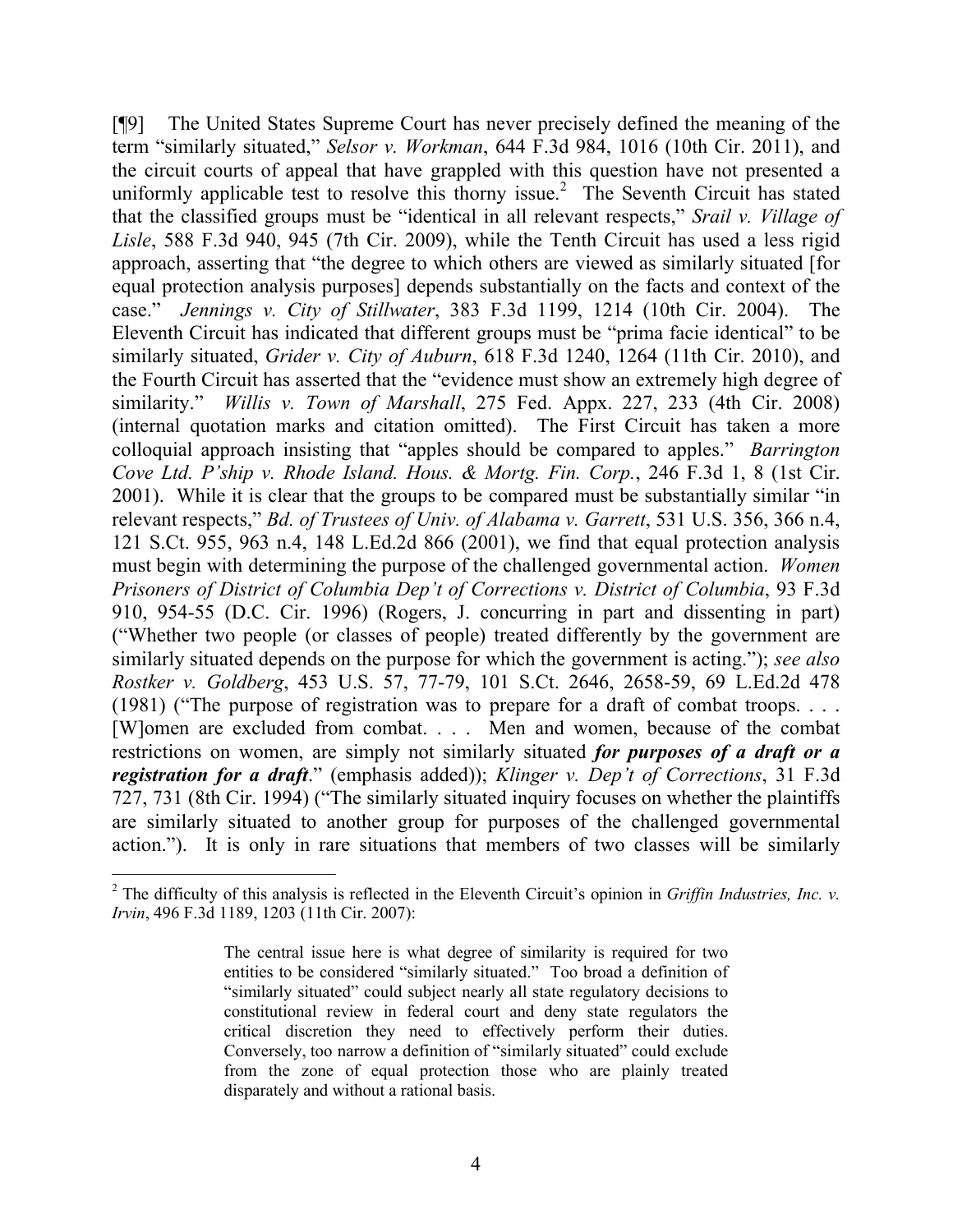[¶9] The United States Supreme Court has never precisely defined the meaning of the term "similarly situated," *Selsor v. Workman*, 644 F.3d 984, 1016 (10th Cir. 2011), and the circuit courts of appeal that have grappled with this question have not presented a uniformly applicable test to resolve this thorny issue.[2] The Seventh Circuit has stated that the classified groups must be "identical in all relevant respects," *Srail v. Village of Lisle*, 588 F.3d 940, 945 (7th Cir. 2009), while the Tenth Circuit has used a less rigid approach, asserting that "the degree to which others are viewed as similarly situated [for equal protection analysis purposes] depends substantially on the facts and context of the case." *Jennings v. City of Stillwater*, 383 F.3d 1199, 1214 (10th Cir. 2004). The Eleventh Circuit has indicated that different groups must be "prima facie identical" to be similarly situated, *Grider v. City of Auburn*, 618 F.3d 1240, 1264 (11th Cir. 2010), and the Fourth Circuit has asserted that the "evidence must show an extremely high degree of similarity." *Willis v. Town of Marshall*, 275 Fed. Appx. 227, 233 (4th Cir. 2008) (internal quotation marks and citation omitted). The First Circuit has taken a more colloquial approach insisting that "apples should be compared to apples." *Barrington Cove Ltd. P'ship v. Rhode Island. Hous. & Mortg. Fin. Corp.*, 246 F.3d 1, 8 (1st Cir. 2001). While it is clear that the groups to be compared must be substantially similar "in relevant respects," *Bd. of Trustees of Univ. of Alabama v. Garrett*, 531 U.S. 356, 366 n.4, 121 S.Ct. 955, 963 n.4, 148 L.Ed.2d 866 (2001), we find that equal protection analysis must begin with determining the purpose of the challenged governmental action. *Women Prisoners of District of Columbia Dep't of Corrections v. District of Columbia*, 93 F.3d 910, 954-55 (D.C. Cir. 1996) (Rogers, J. concurring in part and dissenting in part) ("Whether two people (or classes of people) treated differently by the government are similarly situated depends on the purpose for which the government is acting."); *see also Rostker v. Goldberg*, 453 U.S. 57, 77-79, 101 S.Ct. 2646, 2658-59, 69 L.Ed.2d 478 (1981) ("The purpose of registration was to prepare for a draft of combat troops. . . . [W]omen are excluded from combat. . . . Men and women, because of the combat restrictions on women, are simply not similarly situated ***for purposes of a draft or a registration for a draft***." (emphasis added)); *Klinger v. Dep't of Corrections*, 31 F.3d 727, 731 (8th Cir. 1994) ("The similarly situated inquiry focuses on whether the plaintiffs are similarly situated to another group for purposes of the challenged governmental action."). It is only in rare situations that members of two classes will be similarly

---

[2] The difficulty of this analysis is reflected in the Eleventh Circuit's opinion in *Griffin Industries, Inc. v. Irvin*, 496 F.3d 1189, 1203 (11th Cir. 2007):

> The central issue here is what degree of similarity is required for two entities to be considered "similarly situated." Too broad a definition of "similarly situated" could subject nearly all state regulatory decisions to constitutional review in federal court and deny state regulators the critical discretion they need to effectively perform their duties. Conversely, too narrow a definition of "similarly situated" could exclude from the zone of equal protection those who are plainly treated disparately and without a rational basis.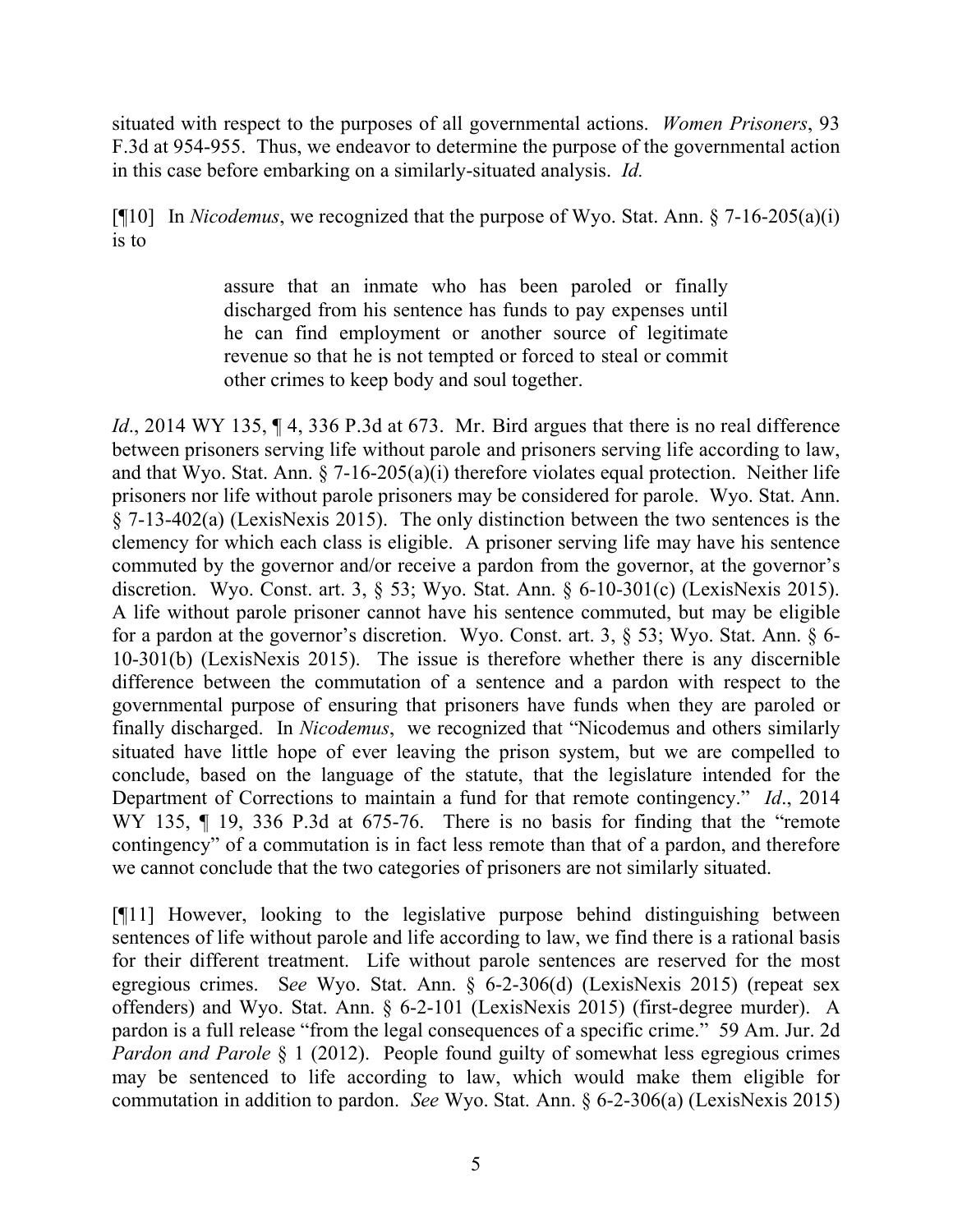situated with respect to the purposes of all governmental actions. *Women Prisoners*, 93 F.3d at 954-955. Thus, we endeavor to determine the purpose of the governmental action in this case before embarking on a similarly-situated analysis. *Id.*

[¶10] In *Nicodemus*, we recognized that the purpose of Wyo. Stat. Ann. § 7-16-205(a)(i) is to

> assure that an inmate who has been paroled or finally discharged from his sentence has funds to pay expenses until he can find employment or another source of legitimate revenue so that he is not tempted or forced to steal or commit other crimes to keep body and soul together.

*Id*., 2014 WY 135, ¶ 4, 336 P.3d at 673. Mr. Bird argues that there is no real difference between prisoners serving life without parole and prisoners serving life according to law, and that Wyo. Stat. Ann. § 7-16-205(a)(i) therefore violates equal protection. Neither life prisoners nor life without parole prisoners may be considered for parole. Wyo. Stat. Ann. § 7-13-402(a) (LexisNexis 2015). The only distinction between the two sentences is the clemency for which each class is eligible. A prisoner serving life may have his sentence commuted by the governor and/or receive a pardon from the governor, at the governor's discretion. Wyo. Const. art. 3, § 53; Wyo. Stat. Ann. § 6-10-301(c) (LexisNexis 2015). A life without parole prisoner cannot have his sentence commuted, but may be eligible for a pardon at the governor's discretion. Wyo. Const. art. 3, § 53; Wyo. Stat. Ann. § 6-10-301(b) (LexisNexis 2015). The issue is therefore whether there is any discernible difference between the commutation of a sentence and a pardon with respect to the governmental purpose of ensuring that prisoners have funds when they are paroled or finally discharged. In *Nicodemus*, we recognized that "Nicodemus and others similarly situated have little hope of ever leaving the prison system, but we are compelled to conclude, based on the language of the statute, that the legislature intended for the Department of Corrections to maintain a fund for that remote contingency." *Id*., 2014 WY 135, ¶ 19, 336 P.3d at 675-76. There is no basis for finding that the "remote contingency" of a commutation is in fact less remote than that of a pardon, and therefore we cannot conclude that the two categories of prisoners are not similarly situated.

[¶11] However, looking to the legislative purpose behind distinguishing between sentences of life without parole and life according to law, we find there is a rational basis for their different treatment. Life without parole sentences are reserved for the most egregious crimes. S*ee* Wyo. Stat. Ann. § 6-2-306(d) (LexisNexis 2015) (repeat sex offenders) and Wyo. Stat. Ann. § 6-2-101 (LexisNexis 2015) (first-degree murder). A pardon is a full release "from the legal consequences of a specific crime." 59 Am. Jur. 2d *Pardon and Parole* § 1 (2012). People found guilty of somewhat less egregious crimes may be sentenced to life according to law, which would make them eligible for commutation in addition to pardon. *See* Wyo. Stat. Ann. § 6-2-306(a) (LexisNexis 2015)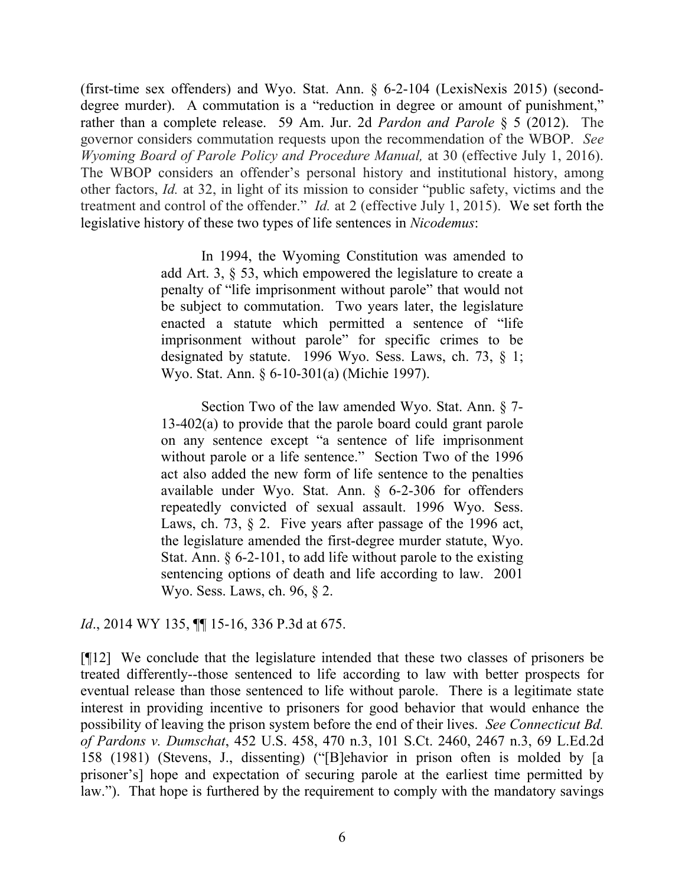(first-time sex offenders) and Wyo. Stat. Ann. § 6-2-104 (LexisNexis 2015) (second-degree murder). A commutation is a "reduction in degree or amount of punishment," rather than a complete release. 59 Am. Jur. 2d *Pardon and Parole* § 5 (2012). The governor considers commutation requests upon the recommendation of the WBOP. *See Wyoming Board of Parole Policy and Procedure Manual,* at 30 (effective July 1, 2016). The WBOP considers an offender's personal history and institutional history, among other factors, *Id.* at 32, in light of its mission to consider "public safety, victims and the treatment and control of the offender." *Id.* at 2 (effective July 1, 2015). We set forth the legislative history of these two types of life sentences in *Nicodemus*:

> In 1994, the Wyoming Constitution was amended to add Art. 3, § 53, which empowered the legislature to create a penalty of "life imprisonment without parole" that would not be subject to commutation. Two years later, the legislature enacted a statute which permitted a sentence of "life imprisonment without parole" for specific crimes to be designated by statute. 1996 Wyo. Sess. Laws, ch. 73, § 1; Wyo. Stat. Ann. § 6-10-301(a) (Michie 1997).
>
> Section Two of the law amended Wyo. Stat. Ann. § 7-13-402(a) to provide that the parole board could grant parole on any sentence except "a sentence of life imprisonment without parole or a life sentence." Section Two of the 1996 act also added the new form of life sentence to the penalties available under Wyo. Stat. Ann. § 6-2-306 for offenders repeatedly convicted of sexual assault. 1996 Wyo. Sess. Laws, ch. 73, § 2. Five years after passage of the 1996 act, the legislature amended the first-degree murder statute, Wyo. Stat. Ann. § 6-2-101, to add life without parole to the existing sentencing options of death and life according to law. 2001 Wyo. Sess. Laws, ch. 96, § 2.

*Id*., 2014 WY 135, ¶¶ 15-16, 336 P.3d at 675.

[¶12] We conclude that the legislature intended that these two classes of prisoners be treated differently--those sentenced to life according to law with better prospects for eventual release than those sentenced to life without parole. There is a legitimate state interest in providing incentive to prisoners for good behavior that would enhance the possibility of leaving the prison system before the end of their lives. *See Connecticut Bd. of Pardons v. Dumschat*, 452 U.S. 458, 470 n.3, 101 S.Ct. 2460, 2467 n.3, 69 L.Ed.2d 158 (1981) (Stevens, J., dissenting) ("[B]ehavior in prison often is molded by [a prisoner's] hope and expectation of securing parole at the earliest time permitted by law."). That hope is furthered by the requirement to comply with the mandatory savings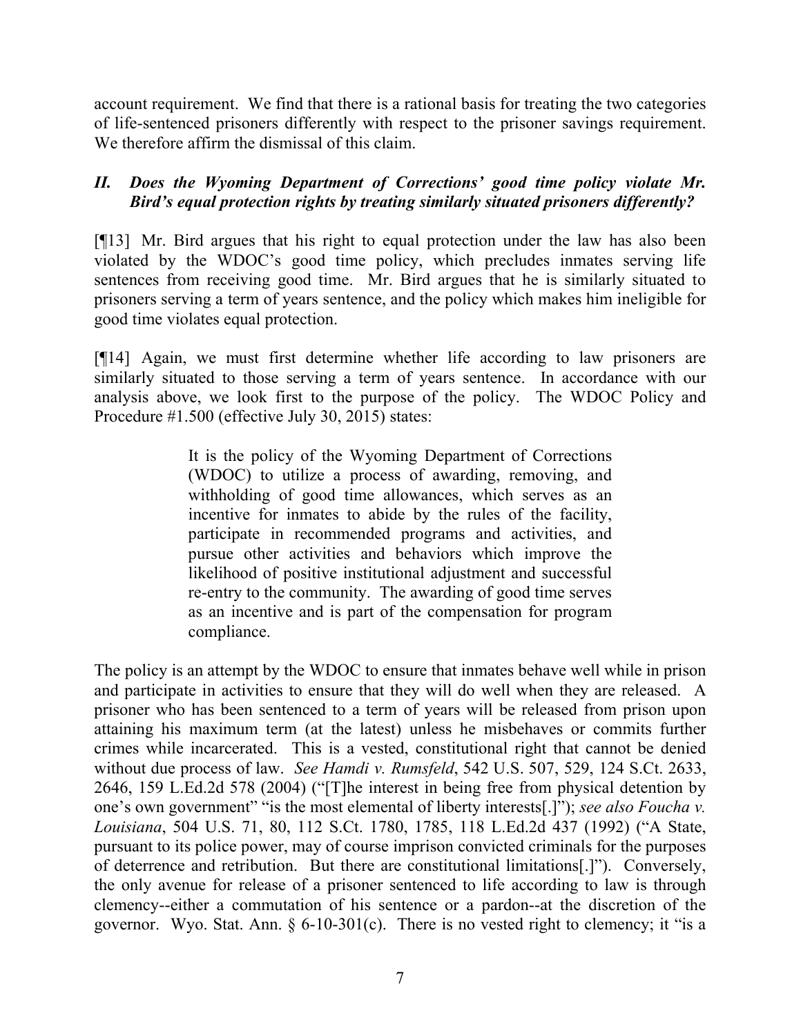account requirement. We find that there is a rational basis for treating the two categories of life-sentenced prisoners differently with respect to the prisoner savings requirement. We therefore affirm the dismissal of this claim.

### *II. Does the Wyoming Department of Corrections' good time policy violate Mr. Bird's equal protection rights by treating similarly situated prisoners differently?*

[¶13] Mr. Bird argues that his right to equal protection under the law has also been violated by the WDOC's good time policy, which precludes inmates serving life sentences from receiving good time. Mr. Bird argues that he is similarly situated to prisoners serving a term of years sentence, and the policy which makes him ineligible for good time violates equal protection.

[¶14] Again, we must first determine whether life according to law prisoners are similarly situated to those serving a term of years sentence. In accordance with our analysis above, we look first to the purpose of the policy. The WDOC Policy and Procedure #1.500 (effective July 30, 2015) states:

> It is the policy of the Wyoming Department of Corrections (WDOC) to utilize a process of awarding, removing, and withholding of good time allowances, which serves as an incentive for inmates to abide by the rules of the facility, participate in recommended programs and activities, and pursue other activities and behaviors which improve the likelihood of positive institutional adjustment and successful re-entry to the community. The awarding of good time serves as an incentive and is part of the compensation for program compliance.

The policy is an attempt by the WDOC to ensure that inmates behave well while in prison and participate in activities to ensure that they will do well when they are released. A prisoner who has been sentenced to a term of years will be released from prison upon attaining his maximum term (at the latest) unless he misbehaves or commits further crimes while incarcerated. This is a vested, constitutional right that cannot be denied without due process of law. *See Hamdi v. Rumsfeld*, 542 U.S. 507, 529, 124 S.Ct. 2633, 2646, 159 L.Ed.2d 578 (2004) ("[T]he interest in being free from physical detention by one's own government" "is the most elemental of liberty interests[.]"); *see also Foucha v. Louisiana*, 504 U.S. 71, 80, 112 S.Ct. 1780, 1785, 118 L.Ed.2d 437 (1992) ("A State, pursuant to its police power, may of course imprison convicted criminals for the purposes of deterrence and retribution. But there are constitutional limitations[.]"). Conversely, the only avenue for release of a prisoner sentenced to life according to law is through clemency--either a commutation of his sentence or a pardon--at the discretion of the governor. Wyo. Stat. Ann. § 6-10-301(c). There is no vested right to clemency; it "is a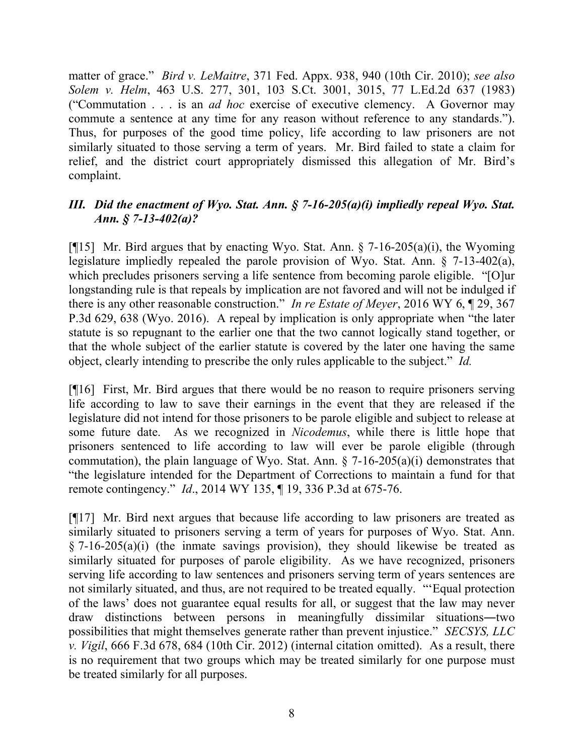matter of grace." *Bird v. LeMaitre*, 371 Fed. Appx. 938, 940 (10th Cir. 2010); *see also Solem v. Helm*, 463 U.S. 277, 301, 103 S.Ct. 3001, 3015, 77 L.Ed.2d 637 (1983) ("Commutation . . . is an *ad hoc* exercise of executive clemency. A Governor may commute a sentence at any time for any reason without reference to any standards."). Thus, for purposes of the good time policy, life according to law prisoners are not similarly situated to those serving a term of years. Mr. Bird failed to state a claim for relief, and the district court appropriately dismissed this allegation of Mr. Bird's complaint.

### *III. Did the enactment of Wyo. Stat. Ann. § 7-16-205(a)(i) impliedly repeal Wyo. Stat. Ann. § 7-13-402(a)?*

[¶15] Mr. Bird argues that by enacting Wyo. Stat. Ann. § 7-16-205(a)(i), the Wyoming legislature impliedly repealed the parole provision of Wyo. Stat. Ann. § 7-13-402(a), which precludes prisoners serving a life sentence from becoming parole eligible. "[O]ur longstanding rule is that repeals by implication are not favored and will not be indulged if there is any other reasonable construction." *In re Estate of Meyer*, 2016 WY 6, ¶ 29, 367 P.3d 629, 638 (Wyo. 2016). A repeal by implication is only appropriate when "the later statute is so repugnant to the earlier one that the two cannot logically stand together, or that the whole subject of the earlier statute is covered by the later one having the same object, clearly intending to prescribe the only rules applicable to the subject." *Id.*

[¶16] First, Mr. Bird argues that there would be no reason to require prisoners serving life according to law to save their earnings in the event that they are released if the legislature did not intend for those prisoners to be parole eligible and subject to release at some future date. As we recognized in *Nicodemus*, while there is little hope that prisoners sentenced to life according to law will ever be parole eligible (through commutation), the plain language of Wyo. Stat. Ann. § 7-16-205(a)(i) demonstrates that "the legislature intended for the Department of Corrections to maintain a fund for that remote contingency." *Id*., 2014 WY 135, ¶ 19, 336 P.3d at 675-76.

[¶17] Mr. Bird next argues that because life according to law prisoners are treated as similarly situated to prisoners serving a term of years for purposes of Wyo. Stat. Ann. § 7-16-205(a)(i) (the inmate savings provision), they should likewise be treated as similarly situated for purposes of parole eligibility. As we have recognized, prisoners serving life according to law sentences and prisoners serving term of years sentences are not similarly situated, and thus, are not required to be treated equally. "'Equal protection of the laws' does not guarantee equal results for all, or suggest that the law may never draw distinctions between persons in meaningfully dissimilar situations―two possibilities that might themselves generate rather than prevent injustice." *SECSYS, LLC v. Vigil*, 666 F.3d 678, 684 (10th Cir. 2012) (internal citation omitted). As a result, there is no requirement that two groups which may be treated similarly for one purpose must be treated similarly for all purposes.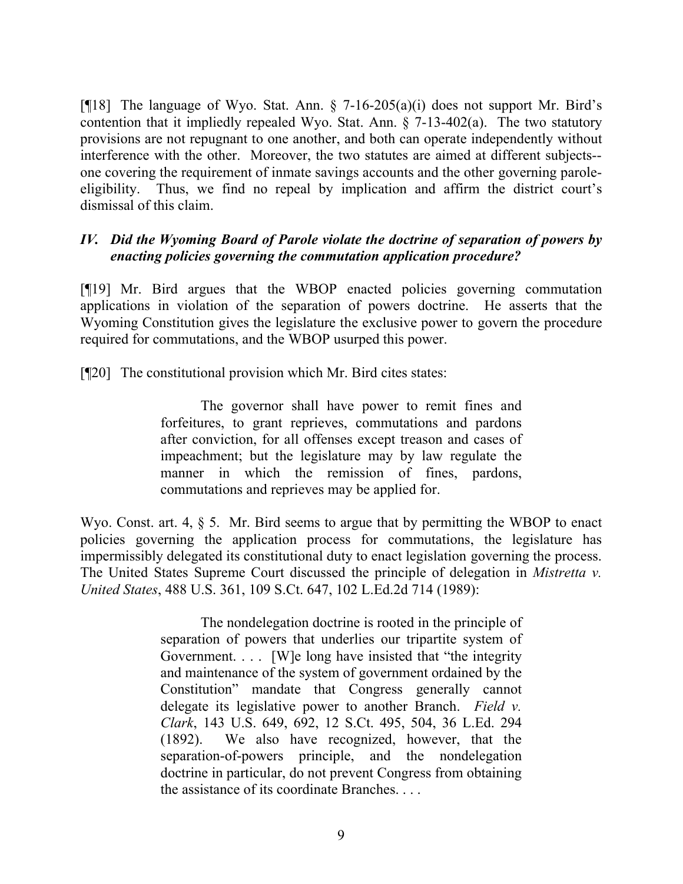[¶18] The language of Wyo. Stat. Ann. § 7-16-205(a)(i) does not support Mr. Bird's contention that it impliedly repealed Wyo. Stat. Ann. § 7-13-402(a). The two statutory provisions are not repugnant to one another, and both can operate independently without interference with the other. Moreover, the two statutes are aimed at different subjects--one covering the requirement of inmate savings accounts and the other governing parole-eligibility. Thus, we find no repeal by implication and affirm the district court's dismissal of this claim.

### *IV. Did the Wyoming Board of Parole violate the doctrine of separation of powers by enacting policies governing the commutation application procedure?*

[¶19] Mr. Bird argues that the WBOP enacted policies governing commutation applications in violation of the separation of powers doctrine. He asserts that the Wyoming Constitution gives the legislature the exclusive power to govern the procedure required for commutations, and the WBOP usurped this power.

[¶20] The constitutional provision which Mr. Bird cites states:

> The governor shall have power to remit fines and forfeitures, to grant reprieves, commutations and pardons after conviction, for all offenses except treason and cases of impeachment; but the legislature may by law regulate the manner in which the remission of fines, pardons, commutations and reprieves may be applied for.

Wyo. Const. art. 4, § 5. Mr. Bird seems to argue that by permitting the WBOP to enact policies governing the application process for commutations, the legislature has impermissibly delegated its constitutional duty to enact legislation governing the process. The United States Supreme Court discussed the principle of delegation in *Mistretta v. United States*, 488 U.S. 361, 109 S.Ct. 647, 102 L.Ed.2d 714 (1989):

> The nondelegation doctrine is rooted in the principle of separation of powers that underlies our tripartite system of Government. . . . [W]e long have insisted that "the integrity and maintenance of the system of government ordained by the Constitution" mandate that Congress generally cannot delegate its legislative power to another Branch. *Field v. Clark*, 143 U.S. 649, 692, 12 S.Ct. 495, 504, 36 L.Ed. 294 (1892). We also have recognized, however, that the separation-of-powers principle, and the nondelegation doctrine in particular, do not prevent Congress from obtaining the assistance of its coordinate Branches. . . .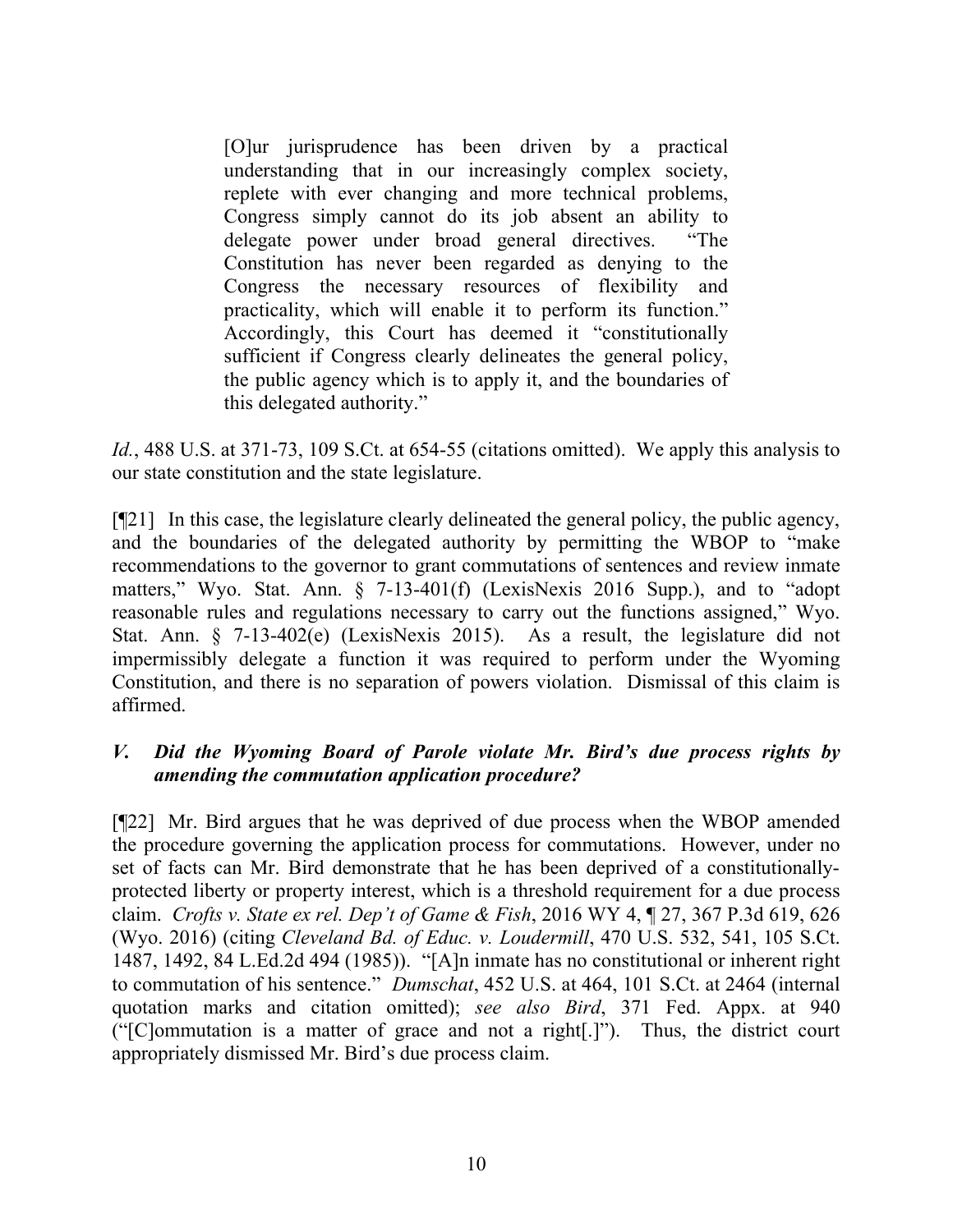> [O]ur jurisprudence has been driven by a practical understanding that in our increasingly complex society, replete with ever changing and more technical problems, Congress simply cannot do its job absent an ability to delegate power under broad general directives. "The Constitution has never been regarded as denying to the Congress the necessary resources of flexibility and practicality, which will enable it to perform its function." Accordingly, this Court has deemed it "constitutionally sufficient if Congress clearly delineates the general policy, the public agency which is to apply it, and the boundaries of this delegated authority."

*Id.*, 488 U.S. at 371-73, 109 S.Ct. at 654-55 (citations omitted). We apply this analysis to our state constitution and the state legislature.

[¶21] In this case, the legislature clearly delineated the general policy, the public agency, and the boundaries of the delegated authority by permitting the WBOP to "make recommendations to the governor to grant commutations of sentences and review inmate matters," Wyo. Stat. Ann. § 7-13-401(f) (LexisNexis 2016 Supp.), and to "adopt reasonable rules and regulations necessary to carry out the functions assigned," Wyo. Stat. Ann. § 7-13-402(e) (LexisNexis 2015). As a result, the legislature did not impermissibly delegate a function it was required to perform under the Wyoming Constitution, and there is no separation of powers violation. Dismissal of this claim is affirmed.

### *V. Did the Wyoming Board of Parole violate Mr. Bird's due process rights by amending the commutation application procedure?*

[¶22] Mr. Bird argues that he was deprived of due process when the WBOP amended the procedure governing the application process for commutations. However, under no set of facts can Mr. Bird demonstrate that he has been deprived of a constitutionally-protected liberty or property interest, which is a threshold requirement for a due process claim. *Crofts v. State ex rel. Dep't of Game & Fish*, 2016 WY 4, ¶ 27, 367 P.3d 619, 626 (Wyo. 2016) (citing *Cleveland Bd. of Educ. v. Loudermill*, 470 U.S. 532, 541, 105 S.Ct. 1487, 1492, 84 L.Ed.2d 494 (1985)). "[A]n inmate has no constitutional or inherent right to commutation of his sentence." *Dumschat*, 452 U.S. at 464, 101 S.Ct. at 2464 (internal quotation marks and citation omitted); *see also Bird*, 371 Fed. Appx. at 940 ("[C]ommutation is a matter of grace and not a right[.]"). Thus, the district court appropriately dismissed Mr. Bird's due process claim.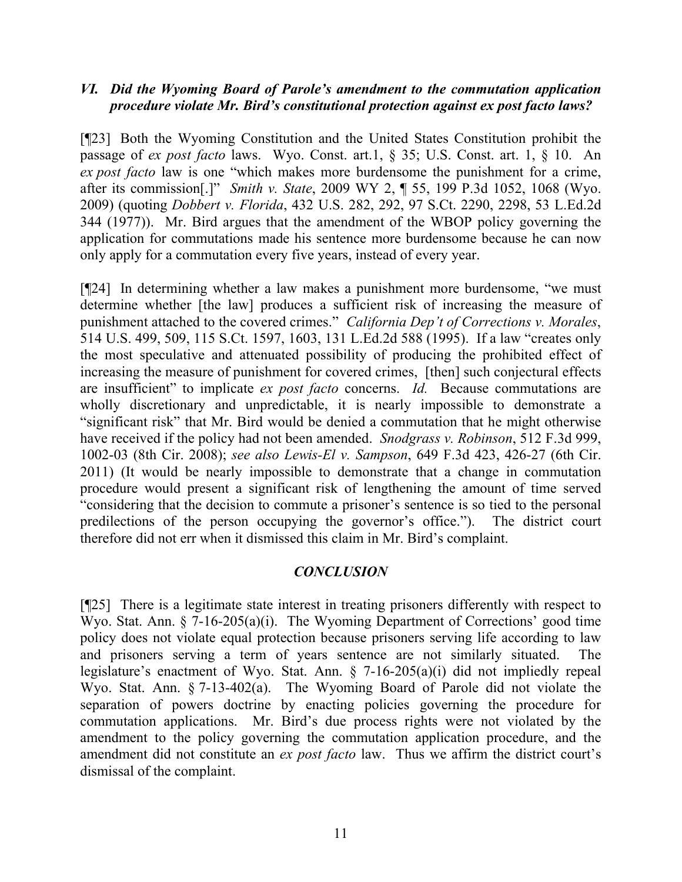### *VI. Did the Wyoming Board of Parole's amendment to the commutation application procedure violate Mr. Bird's constitutional protection against ex post facto laws?*

[¶23] Both the Wyoming Constitution and the United States Constitution prohibit the passage of *ex post facto* laws. Wyo. Const. art.1, § 35; U.S. Const. art. 1, § 10. An *ex post facto* law is one "which makes more burdensome the punishment for a crime, after its commission[.]" *Smith v. State*, 2009 WY 2, ¶ 55, 199 P.3d 1052, 1068 (Wyo. 2009) (quoting *Dobbert v. Florida*, 432 U.S. 282, 292, 97 S.Ct. 2290, 2298, 53 L.Ed.2d 344 (1977)). Mr. Bird argues that the amendment of the WBOP policy governing the application for commutations made his sentence more burdensome because he can now only apply for a commutation every five years, instead of every year.

[¶24] In determining whether a law makes a punishment more burdensome, "we must determine whether [the law] produces a sufficient risk of increasing the measure of punishment attached to the covered crimes." *California Dep't of Corrections v. Morales*, 514 U.S. 499, 509, 115 S.Ct. 1597, 1603, 131 L.Ed.2d 588 (1995). If a law "creates only the most speculative and attenuated possibility of producing the prohibited effect of increasing the measure of punishment for covered crimes, [then] such conjectural effects are insufficient" to implicate *ex post facto* concerns. *Id.* Because commutations are wholly discretionary and unpredictable, it is nearly impossible to demonstrate a "significant risk" that Mr. Bird would be denied a commutation that he might otherwise have received if the policy had not been amended. *Snodgrass v. Robinson*, 512 F.3d 999, 1002-03 (8th Cir. 2008); *see also Lewis-El v. Sampson*, 649 F.3d 423, 426-27 (6th Cir. 2011) (It would be nearly impossible to demonstrate that a change in commutation procedure would present a significant risk of lengthening the amount of time served "considering that the decision to commute a prisoner's sentence is so tied to the personal predilections of the person occupying the governor's office."). The district court therefore did not err when it dismissed this claim in Mr. Bird's complaint.

## *CONCLUSION*

[¶25] There is a legitimate state interest in treating prisoners differently with respect to Wyo. Stat. Ann. § 7-16-205(a)(i). The Wyoming Department of Corrections' good time policy does not violate equal protection because prisoners serving life according to law and prisoners serving a term of years sentence are not similarly situated. The legislature's enactment of Wyo. Stat. Ann. § 7-16-205(a)(i) did not impliedly repeal Wyo. Stat. Ann. § 7-13-402(a). The Wyoming Board of Parole did not violate the separation of powers doctrine by enacting policies governing the procedure for commutation applications. Mr. Bird's due process rights were not violated by the amendment to the policy governing the commutation application procedure, and the amendment did not constitute an *ex post facto* law. Thus we affirm the district court's dismissal of the complaint.